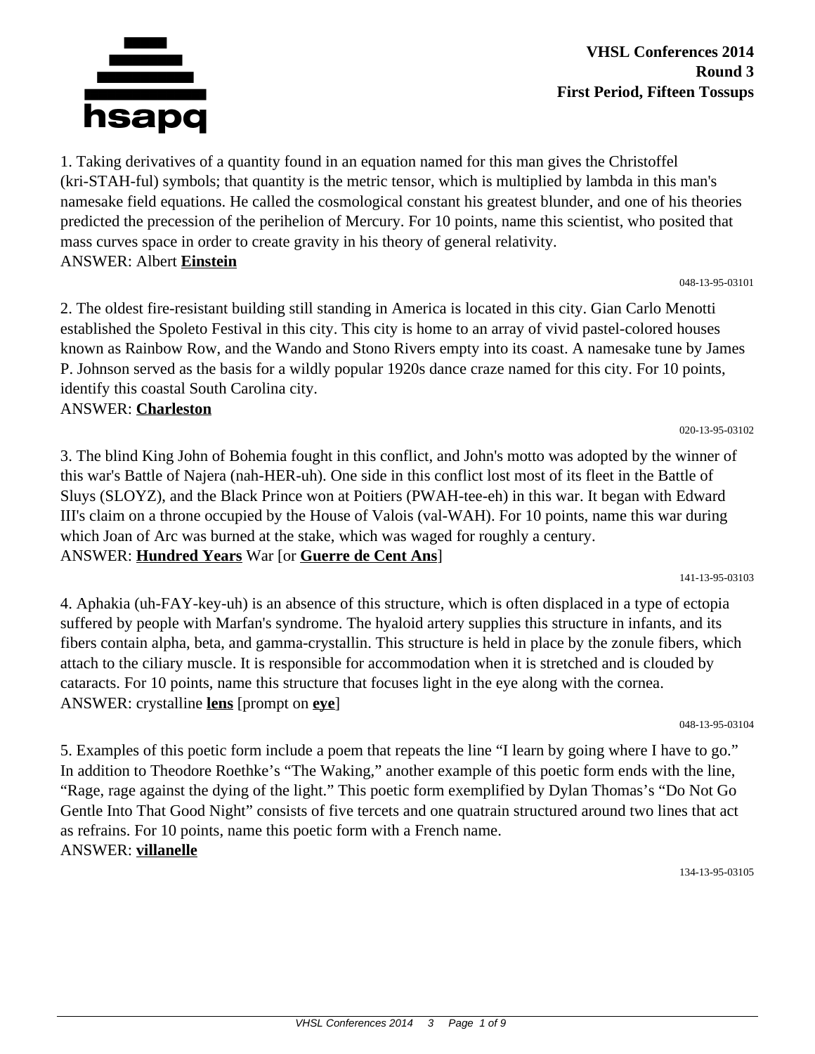**VHSL Conferences 2014**
**Round 3**
**First Period, Fifteen Tossups**

1. Taking derivatives of a quantity found in an equation named for this man gives the Christoffel (kri-STAH-ful) symbols; that quantity is the metric tensor, which is multiplied by lambda in this man's namesake field equations. He called the cosmological constant his greatest blunder, and one of his theories predicted the precession of the perihelion of Mercury. For 10 points, name this scientist, who posited that mass curves space in order to create gravity in his theory of general relativity.
ANSWER: Albert **Einstein**

048-13-95-03101

2. The oldest fire-resistant building still standing in America is located in this city. Gian Carlo Menotti established the Spoleto Festival in this city. This city is home to an array of vivid pastel-colored houses known as Rainbow Row, and the Wando and Stono Rivers empty into its coast. A namesake tune by James P. Johnson served as the basis for a wildly popular 1920s dance craze named for this city. For 10 points, identify this coastal South Carolina city.
ANSWER: **Charleston**

020-13-95-03102

3. The blind King John of Bohemia fought in this conflict, and John's motto was adopted by the winner of this war's Battle of Najera (nah-HER-uh). One side in this conflict lost most of its fleet in the Battle of Sluys (SLOYZ), and the Black Prince won at Poitiers (PWAH-tee-eh) in this war. It began with Edward III's claim on a throne occupied by the House of Valois (val-WAH). For 10 points, name this war during which Joan of Arc was burned at the stake, which was waged for roughly a century.
ANSWER: **Hundred Years** War [or **Guerre de Cent Ans**]

141-13-95-03103

4. Aphakia (uh-FAY-key-uh) is an absence of this structure, which is often displaced in a type of ectopia suffered by people with Marfan's syndrome. The hyaloid artery supplies this structure in infants, and its fibers contain alpha, beta, and gamma-crystallin. This structure is held in place by the zonule fibers, which attach to the ciliary muscle. It is responsible for accommodation when it is stretched and is clouded by cataracts. For 10 points, name this structure that focuses light in the eye along with the cornea.
ANSWER: crystalline **lens** [prompt on **eye**]

048-13-95-03104

5. Examples of this poetic form include a poem that repeats the line “I learn by going where I have to go.” In addition to Theodore Roethke’s “The Waking,” another example of this poetic form ends with the line, “Rage, rage against the dying of the light.” This poetic form exemplified by Dylan Thomas’s “Do Not Go Gentle Into That Good Night” consists of five tercets and one quatrain structured around two lines that act as refrains. For 10 points, name this poetic form with a French name.
ANSWER: **villanelle**

134-13-95-03105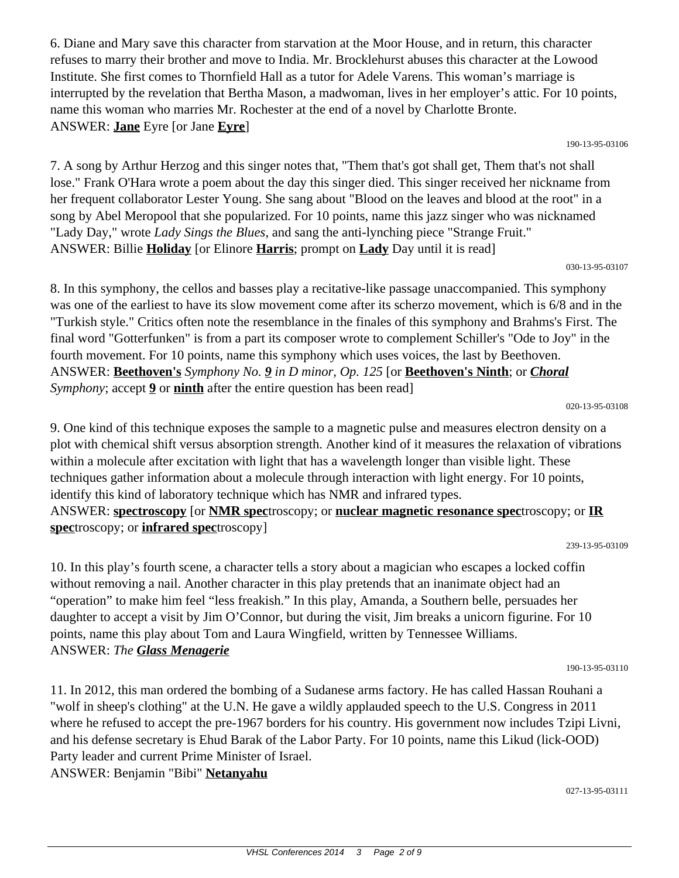6. Diane and Mary save this character from starvation at the Moor House, and in return, this character refuses to marry their brother and move to India. Mr. Brocklehurst abuses this character at the Lowood Institute. She first comes to Thornfield Hall as a tutor for Adele Varens. This woman's marriage is interrupted by the revelation that Bertha Mason, a madwoman, lives in her employer's attic. For 10 points, name this woman who marries Mr. Rochester at the end of a novel by Charlotte Bronte.
ANSWER: **Jane** Eyre [or Jane **Eyre**]

190-13-95-03106

7. A song by Arthur Herzog and this singer notes that, "Them that's got shall get, Them that's not shall lose." Frank O'Hara wrote a poem about the day this singer died. This singer received her nickname from her frequent collaborator Lester Young. She sang about "Blood on the leaves and blood at the root" in a song by Abel Meropool that she popularized. For 10 points, name this jazz singer who was nicknamed "Lady Day," wrote *Lady Sings the Blues*, and sang the anti-lynching piece "Strange Fruit."
ANSWER: Billie **Holiday** [or Elinore **Harris**; prompt on **Lady** Day until it is read]

030-13-95-03107

8. In this symphony, the cellos and basses play a recitative-like passage unaccompanied. This symphony was one of the earliest to have its slow movement come after its scherzo movement, which is 6/8 and in the "Turkish style." Critics often note the resemblance in the finales of this symphony and Brahms's First. The final word "Gotterfunken" is from a part its composer wrote to complement Schiller's "Ode to Joy" in the fourth movement. For 10 points, name this symphony which uses voices, the last by Beethoven.
ANSWER: **Beethoven's** *Symphony No.* ***9*** *in D minor, Op. 125* [or **Beethoven's Ninth**; or ***Choral*** *Symphony*; accept **9** or **ninth** after the entire question has been read]

020-13-95-03108

9. One kind of this technique exposes the sample to a magnetic pulse and measures electron density on a plot with chemical shift versus absorption strength. Another kind of it measures the relaxation of vibrations within a molecule after excitation with light that has a wavelength longer than visible light. These techniques gather information about a molecule through interaction with light energy. For 10 points, identify this kind of laboratory technique which has NMR and infrared types.
ANSWER: **spectroscopy** [or **NMR spec**troscopy; or **nuclear magnetic resonance spec**troscopy; or **IR spec**troscopy; or **infrared spec**troscopy]

239-13-95-03109

10. In this play's fourth scene, a character tells a story about a magician who escapes a locked coffin without removing a nail. Another character in this play pretends that an inanimate object had an "operation" to make him feel "less freakish." In this play, Amanda, a Southern belle, persuades her daughter to accept a visit by Jim O'Connor, but during the visit, Jim breaks a unicorn figurine. For 10 points, name this play about Tom and Laura Wingfield, written by Tennessee Williams.
ANSWER: *The* ***Glass Menagerie***

190-13-95-03110

11. In 2012, this man ordered the bombing of a Sudanese arms factory. He has called Hassan Rouhani a "wolf in sheep's clothing" at the U.N. He gave a wildly applauded speech to the U.S. Congress in 2011 where he refused to accept the pre-1967 borders for his country. His government now includes Tzipi Livni, and his defense secretary is Ehud Barak of the Labor Party. For 10 points, name this Likud (lick-OOD) Party leader and current Prime Minister of Israel.
ANSWER: Benjamin "Bibi" **Netanyahu**

027-13-95-03111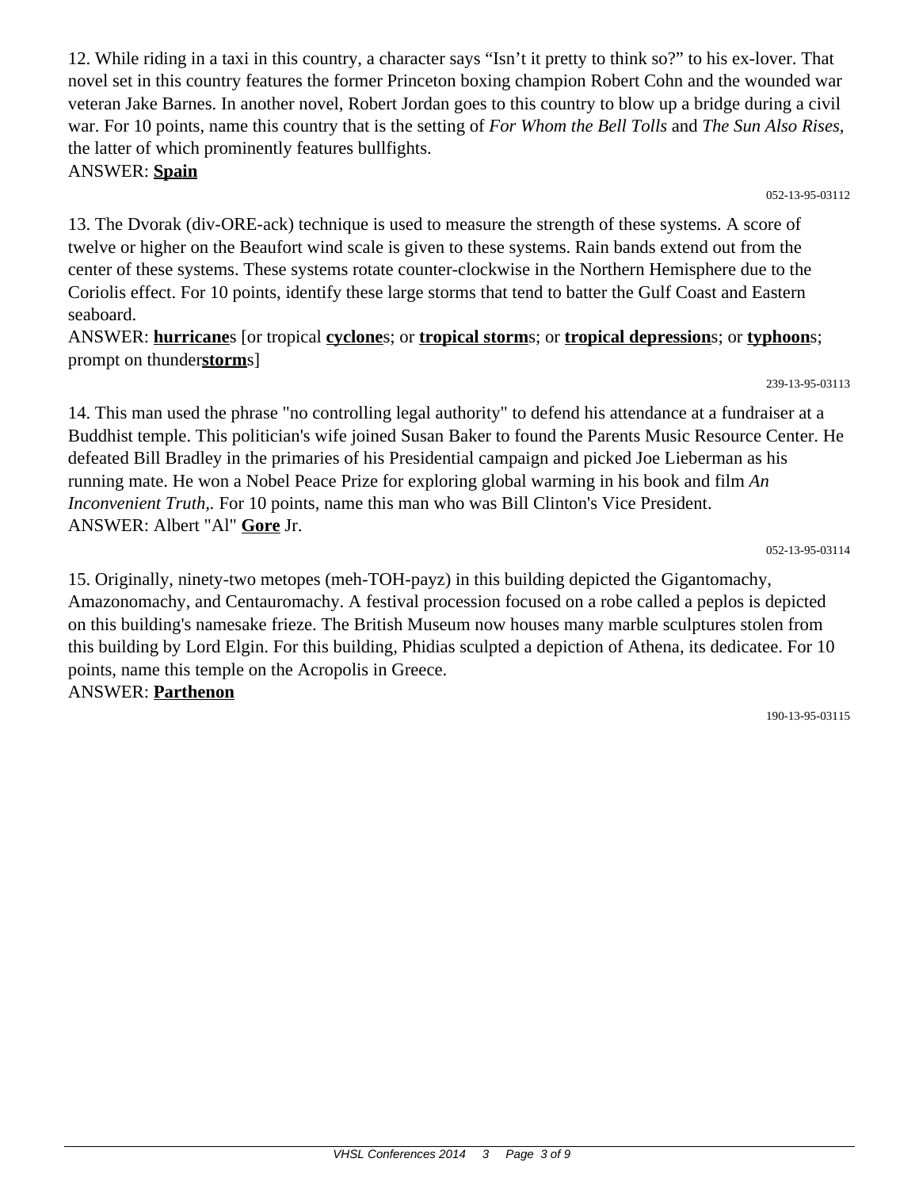12. While riding in a taxi in this country, a character says “Isn’t it pretty to think so?” to his ex-lover. That novel set in this country features the former Princeton boxing champion Robert Cohn and the wounded war veteran Jake Barnes. In another novel, Robert Jordan goes to this country to blow up a bridge during a civil war. For 10 points, name this country that is the setting of *For Whom the Bell Tolls* and *The Sun Also Rises*, the latter of which prominently features bullfights.
ANSWER: **Spain**

052-13-95-03112

13. The Dvorak (div-ORE-ack) technique is used to measure the strength of these systems. A score of twelve or higher on the Beaufort wind scale is given to these systems. Rain bands extend out from the center of these systems. These systems rotate counter-clockwise in the Northern Hemisphere due to the Coriolis effect. For 10 points, identify these large storms that tend to batter the Gulf Coast and Eastern seaboard.
ANSWER: **hurricane**s [or tropical **cyclone**s; or **tropical storm**s; or **tropical depression**s; or **typhoon**s; prompt on thunder**storm**s]

239-13-95-03113

14. This man used the phrase "no controlling legal authority" to defend his attendance at a fundraiser at a Buddhist temple. This politician's wife joined Susan Baker to found the Parents Music Resource Center. He defeated Bill Bradley in the primaries of his Presidential campaign and picked Joe Lieberman as his running mate. He won a Nobel Peace Prize for exploring global warming in his book and film *An Inconvenient Truth,*. For 10 points, name this man who was Bill Clinton's Vice President.
ANSWER: Albert "Al" **Gore** Jr.

052-13-95-03114

15. Originally, ninety-two metopes (meh-TOH-payz) in this building depicted the Gigantomachy, Amazonomachy, and Centauromachy. A festival procession focused on a robe called a peplos is depicted on this building's namesake frieze. The British Museum now houses many marble sculptures stolen from this building by Lord Elgin. For this building, Phidias sculpted a depiction of Athena, its dedicatee. For 10 points, name this temple on the Acropolis in Greece.
ANSWER: **Parthenon**

190-13-95-03115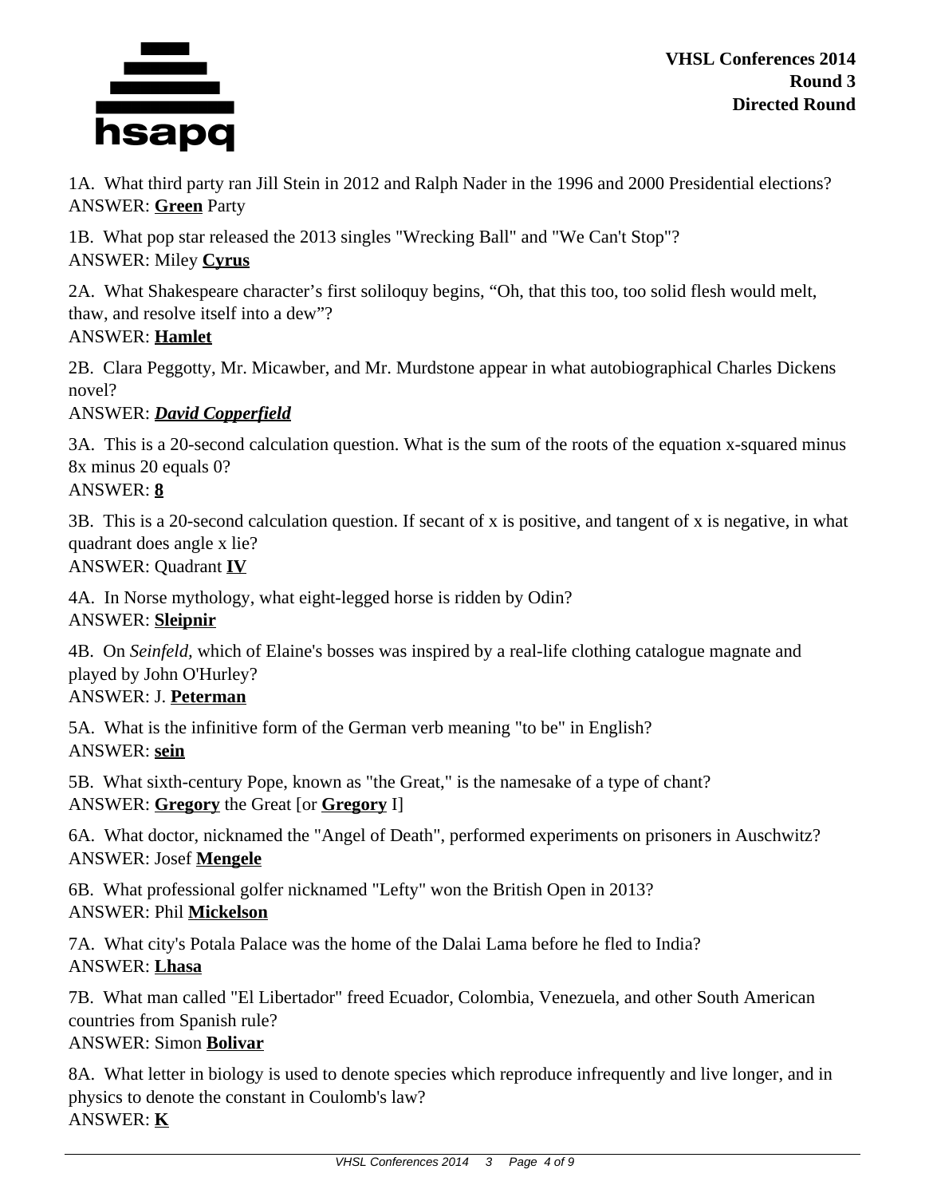1A. What third party ran Jill Stein in 2012 and Ralph Nader in the 1996 and 2000 Presidential elections?
ANSWER: **Green** Party

1B. What pop star released the 2013 singles "Wrecking Ball" and "We Can't Stop"?
ANSWER: Miley **Cyrus**

2A. What Shakespeare character's first soliloquy begins, "Oh, that this too, too solid flesh would melt, thaw, and resolve itself into a dew"?
ANSWER: **Hamlet**

2B. Clara Peggotty, Mr. Micawber, and Mr. Murdstone appear in what autobiographical Charles Dickens novel?
ANSWER: ***David Copperfield***

3A. This is a 20-second calculation question. What is the sum of the roots of the equation x-squared minus 8x minus 20 equals 0?
ANSWER: **8**

3B. This is a 20-second calculation question. If secant of x is positive, and tangent of x is negative, in what quadrant does angle x lie?
ANSWER: Quadrant **IV**

4A. In Norse mythology, what eight-legged horse is ridden by Odin?
ANSWER: **Sleipnir**

4B. On *Seinfeld,* which of Elaine's bosses was inspired by a real-life clothing catalogue magnate and played by John O'Hurley?
ANSWER: J. **Peterman**

5A. What is the infinitive form of the German verb meaning "to be" in English?
ANSWER: **sein**

5B. What sixth-century Pope, known as "the Great," is the namesake of a type of chant?
ANSWER: **Gregory** the Great [or **Gregory** I]

6A. What doctor, nicknamed the "Angel of Death", performed experiments on prisoners in Auschwitz?
ANSWER: Josef **Mengele**

6B. What professional golfer nicknamed "Lefty" won the British Open in 2013?
ANSWER: Phil **Mickelson**

7A. What city's Potala Palace was the home of the Dalai Lama before he fled to India?
ANSWER: **Lhasa**

7B. What man called "El Libertador" freed Ecuador, Colombia, Venezuela, and other South American countries from Spanish rule?
ANSWER: Simon **Bolivar**

8A. What letter in biology is used to denote species which reproduce infrequently and live longer, and in physics to denote the constant in Coulomb's law?
ANSWER: **K**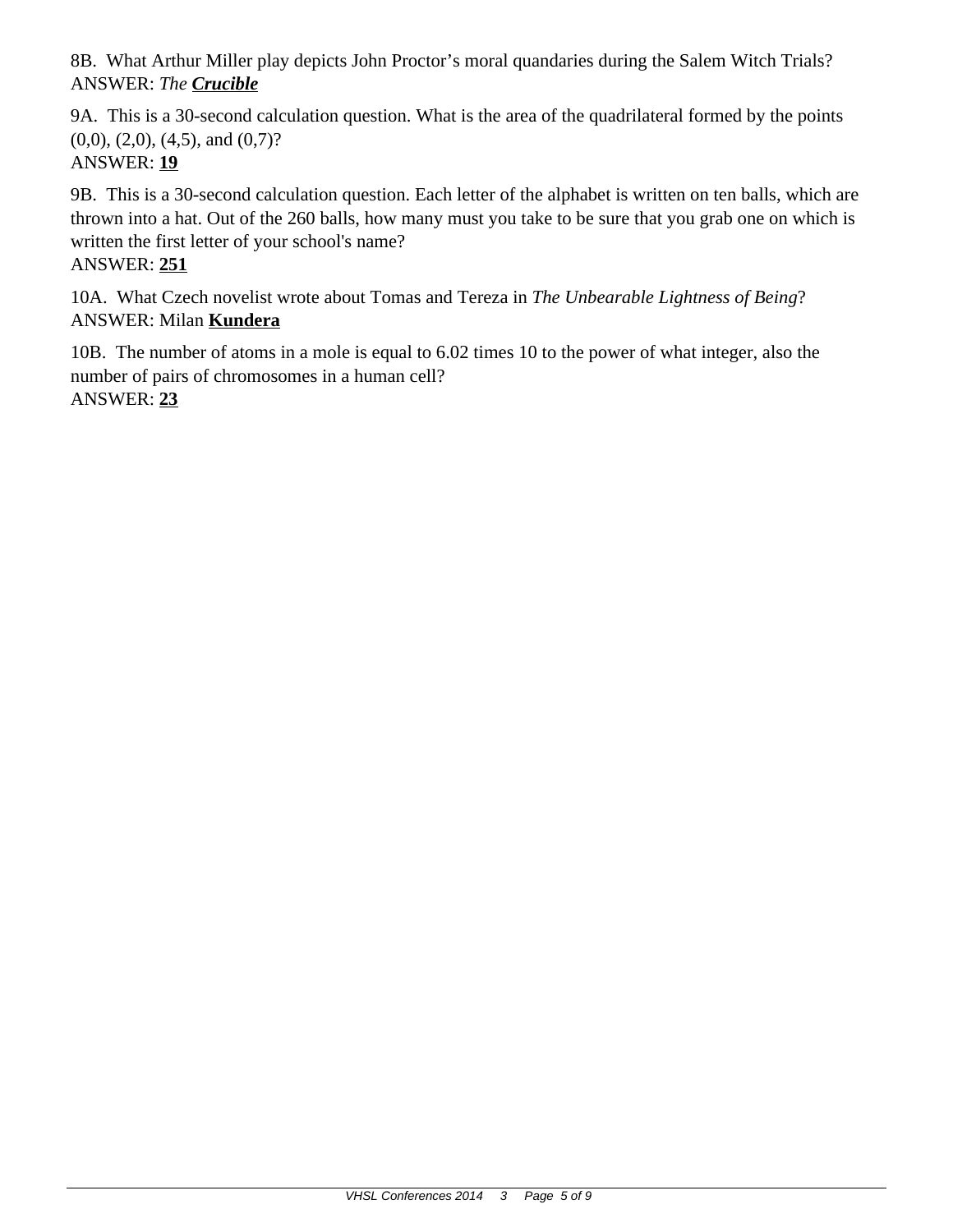8B. What Arthur Miller play depicts John Proctor's moral quandaries during the Salem Witch Trials?
ANSWER: *The* ***<u>Crucible</u>***

9A. This is a 30-second calculation question. What is the area of the quadrilateral formed by the points (0,0), (2,0), (4,5), and (0,7)?
ANSWER: **<u>19</u>**

9B. This is a 30-second calculation question. Each letter of the alphabet is written on ten balls, which are thrown into a hat. Out of the 260 balls, how many must you take to be sure that you grab one on which is written the first letter of your school's name?
ANSWER: **<u>251</u>**

10A. What Czech novelist wrote about Tomas and Tereza in *The Unbearable Lightness of Being*?
ANSWER: Milan **<u>Kundera</u>**

10B. The number of atoms in a mole is equal to 6.02 times 10 to the power of what integer, also the number of pairs of chromosomes in a human cell?
ANSWER: **<u>23</u>**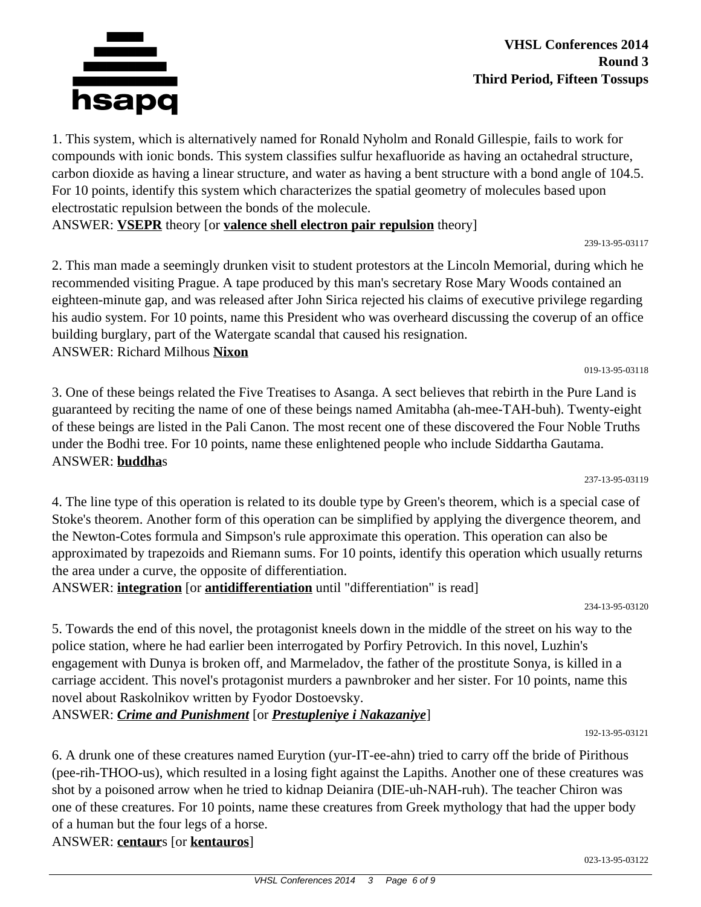**VHSL Conferences 2014**
**Round 3**
**Third Period, Fifteen Tossups**

1. This system, which is alternatively named for Ronald Nyholm and Ronald Gillespie, fails to work for compounds with ionic bonds. This system classifies sulfur hexafluoride as having an octahedral structure, carbon dioxide as having a linear structure, and water as having a bent structure with a bond angle of 104.5. For 10 points, identify this system which characterizes the spatial geometry of molecules based upon electrostatic repulsion between the bonds of the molecule.
ANSWER: **VSEPR** theory [or **valence shell electron pair repulsion** theory]

239-13-95-03117

2. This man made a seemingly drunken visit to student protestors at the Lincoln Memorial, during which he recommended visiting Prague. A tape produced by this man's secretary Rose Mary Woods contained an eighteen-minute gap, and was released after John Sirica rejected his claims of executive privilege regarding his audio system. For 10 points, name this President who was overheard discussing the coverup of an office building burglary, part of the Watergate scandal that caused his resignation.
ANSWER: Richard Milhous **Nixon**

019-13-95-03118

3. One of these beings related the Five Treatises to Asanga. A sect believes that rebirth in the Pure Land is guaranteed by reciting the name of one of these beings named Amitabha (ah-mee-TAH-buh). Twenty-eight of these beings are listed in the Pali Canon. The most recent one of these discovered the Four Noble Truths under the Bodhi tree. For 10 points, name these enlightened people who include Siddartha Gautama.
ANSWER: **buddha**s

237-13-95-03119

4. The line type of this operation is related to its double type by Green's theorem, which is a special case of Stoke's theorem. Another form of this operation can be simplified by applying the divergence theorem, and the Newton-Cotes formula and Simpson's rule approximate this operation. This operation can also be approximated by trapezoids and Riemann sums. For 10 points, identify this operation which usually returns the area under a curve, the opposite of differentiation.
ANSWER: **integration** [or **antidifferentiation** until "differentiation" is read]

234-13-95-03120

5. Towards the end of this novel, the protagonist kneels down in the middle of the street on his way to the police station, where he had earlier been interrogated by Porfiry Petrovich. In this novel, Luzhin's engagement with Dunya is broken off, and Marmeladov, the father of the prostitute Sonya, is killed in a carriage accident. This novel's protagonist murders a pawnbroker and her sister. For 10 points, name this novel about Raskolnikov written by Fyodor Dostoevsky.
ANSWER: ***Crime and Punishment*** [or ***Prestupleniye i Nakazaniye***]

192-13-95-03121

6. A drunk one of these creatures named Eurytion (yur-IT-ee-ahn) tried to carry off the bride of Pirithous (pee-rih-THOO-us), which resulted in a losing fight against the Lapiths. Another one of these creatures was shot by a poisoned arrow when he tried to kidnap Deianira (DIE-uh-NAH-ruh). The teacher Chiron was one of these creatures. For 10 points, name these creatures from Greek mythology that had the upper body of a human but the four legs of a horse.
ANSWER: **centaur**s [or **kentauros**]

023-13-95-03122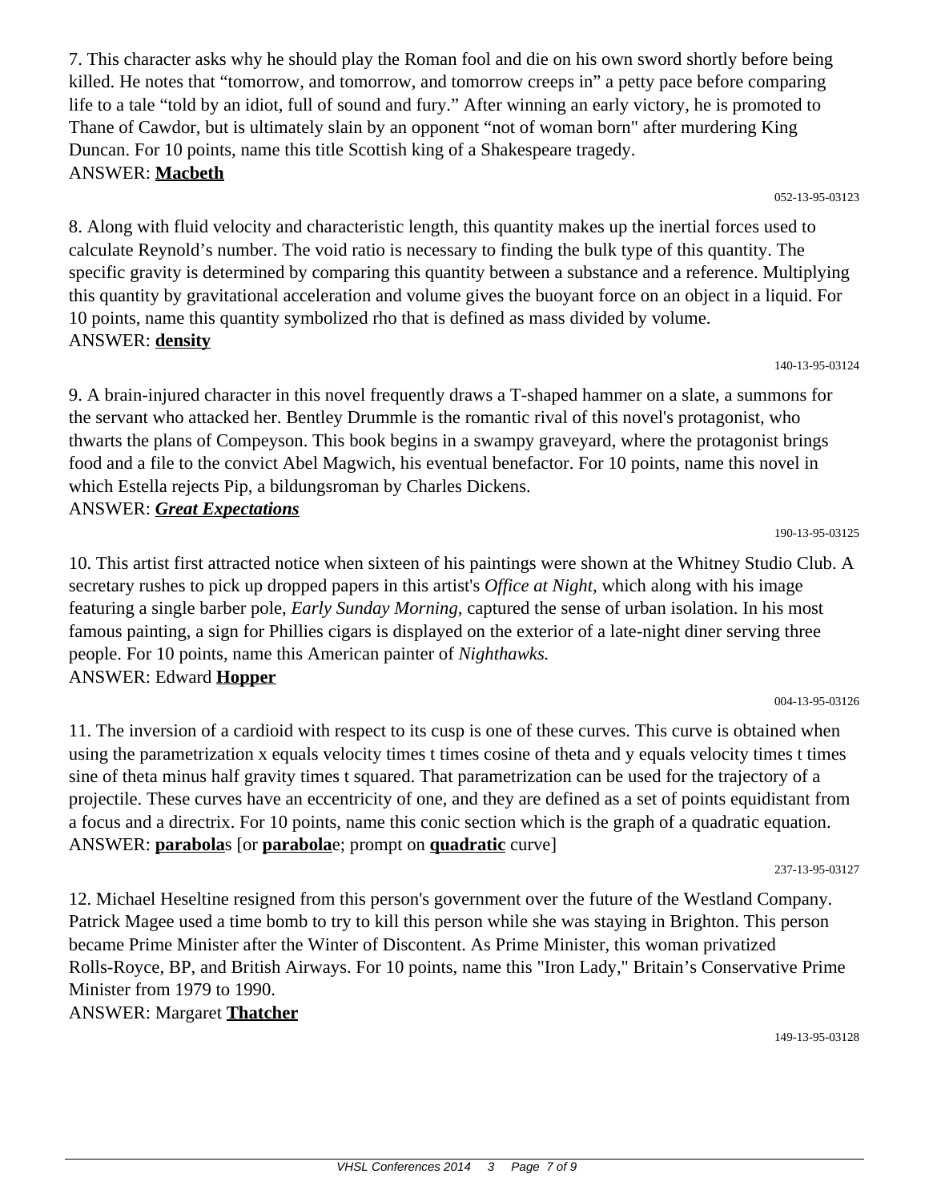7. This character asks why he should play the Roman fool and die on his own sword shortly before being killed. He notes that “tomorrow, and tomorrow, and tomorrow creeps in” a petty pace before comparing life to a tale “told by an idiot, full of sound and fury.” After winning an early victory, he is promoted to Thane of Cawdor, but is ultimately slain by an opponent “not of woman born" after murdering King Duncan. For 10 points, name this title Scottish king of a Shakespeare tragedy.
ANSWER: **Macbeth**

052-13-95-03123

8. Along with fluid velocity and characteristic length, this quantity makes up the inertial forces used to calculate Reynold’s number. The void ratio is necessary to finding the bulk type of this quantity. The specific gravity is determined by comparing this quantity between a substance and a reference. Multiplying this quantity by gravitational acceleration and volume gives the buoyant force on an object in a liquid. For 10 points, name this quantity symbolized rho that is defined as mass divided by volume.
ANSWER: **density**

140-13-95-03124

9. A brain-injured character in this novel frequently draws a T-shaped hammer on a slate, a summons for the servant who attacked her. Bentley Drummle is the romantic rival of this novel's protagonist, who thwarts the plans of Compeyson. This book begins in a swampy graveyard, where the protagonist brings food and a file to the convict Abel Magwich, his eventual benefactor. For 10 points, name this novel in which Estella rejects Pip, a bildungsroman by Charles Dickens.
ANSWER: ***Great Expectations***

190-13-95-03125

10. This artist first attracted notice when sixteen of his paintings were shown at the Whitney Studio Club. A secretary rushes to pick up dropped papers in this artist's *Office at Night,* which along with his image featuring a single barber pole, *Early Sunday Morning,* captured the sense of urban isolation. In his most famous painting, a sign for Phillies cigars is displayed on the exterior of a late-night diner serving three people. For 10 points, name this American painter of *Nighthawks.*
ANSWER: Edward **Hopper**

004-13-95-03126

11. The inversion of a cardioid with respect to its cusp is one of these curves. This curve is obtained when using the parametrization x equals velocity times t times cosine of theta and y equals velocity times t times sine of theta minus half gravity times t squared. That parametrization can be used for the trajectory of a projectile. These curves have an eccentricity of one, and they are defined as a set of points equidistant from a focus and a directrix. For 10 points, name this conic section which is the graph of a quadratic equation.
ANSWER: **parabola**s [or **parabola**e; prompt on **quadratic** curve]

237-13-95-03127

12. Michael Heseltine resigned from this person's government over the future of the Westland Company. Patrick Magee used a time bomb to try to kill this person while she was staying in Brighton. This person became Prime Minister after the Winter of Discontent. As Prime Minister, this woman privatized Rolls-Royce, BP, and British Airways. For 10 points, name this "Iron Lady," Britain’s Conservative Prime Minister from 1979 to 1990.
ANSWER: Margaret **Thatcher**

149-13-95-03128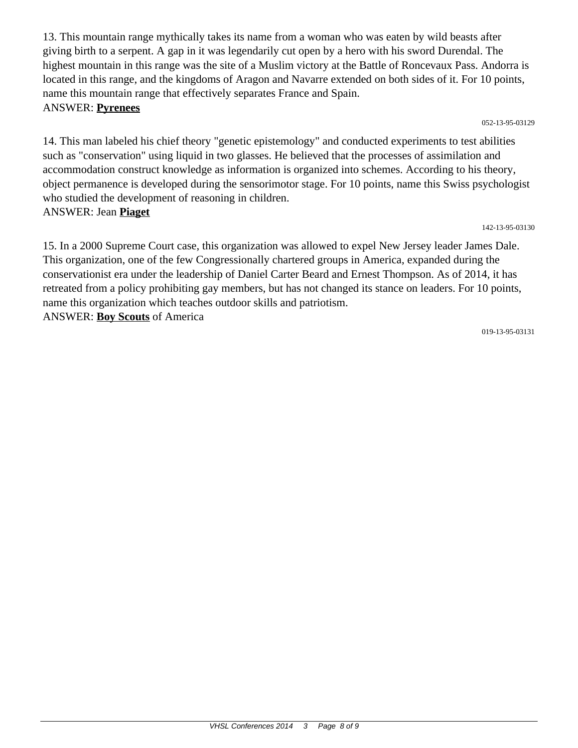13. This mountain range mythically takes its name from a woman who was eaten by wild beasts after giving birth to a serpent. A gap in it was legendarily cut open by a hero with his sword Durendal. The highest mountain in this range was the site of a Muslim victory at the Battle of Roncevaux Pass. Andorra is located in this range, and the kingdoms of Aragon and Navarre extended on both sides of it. For 10 points, name this mountain range that effectively separates France and Spain.
ANSWER: **Pyrenees**

052-13-95-03129

14. This man labeled his chief theory "genetic epistemology" and conducted experiments to test abilities such as "conservation" using liquid in two glasses. He believed that the processes of assimilation and accommodation construct knowledge as information is organized into schemes. According to his theory, object permanence is developed during the sensorimotor stage. For 10 points, name this Swiss psychologist who studied the development of reasoning in children.
ANSWER: Jean **Piaget**

142-13-95-03130

15. In a 2000 Supreme Court case, this organization was allowed to expel New Jersey leader James Dale. This organization, one of the few Congressionally chartered groups in America, expanded during the conservationist era under the leadership of Daniel Carter Beard and Ernest Thompson. As of 2014, it has retreated from a policy prohibiting gay members, but has not changed its stance on leaders. For 10 points, name this organization which teaches outdoor skills and patriotism.
ANSWER: **Boy Scouts** of America

019-13-95-03131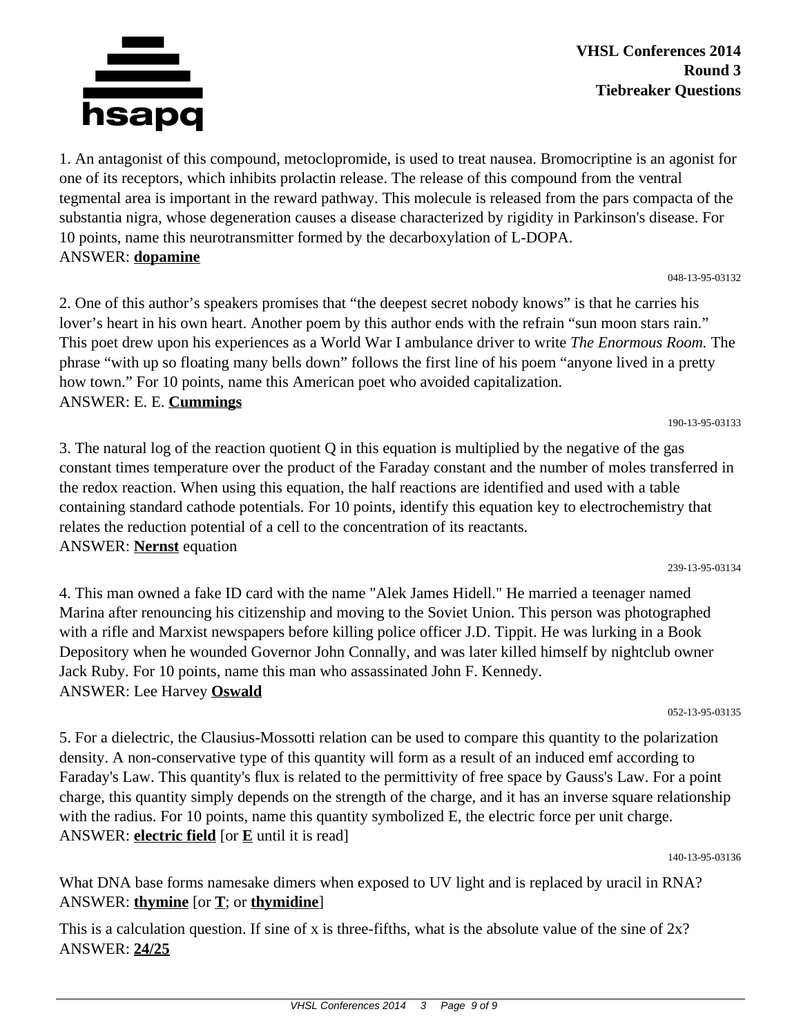**VHSL Conferences 2014**
**Round 3**
**Tiebreaker Questions**

1. An antagonist of this compound, metoclopromide, is used to treat nausea. Bromocriptine is an agonist for one of its receptors, which inhibits prolactin release. The release of this compound from the ventral tegmental area is important in the reward pathway. This molecule is released from the pars compacta of the substantia nigra, whose degeneration causes a disease characterized by rigidity in Parkinson's disease. For 10 points, name this neurotransmitter formed by the decarboxylation of L-DOPA.
ANSWER: **dopamine**

048-13-95-03132

2. One of this author's speakers promises that "the deepest secret nobody knows" is that he carries his lover's heart in his own heart. Another poem by this author ends with the refrain "sun moon stars rain." This poet drew upon his experiences as a World War I ambulance driver to write *The Enormous Room.* The phrase "with up so floating many bells down" follows the first line of his poem "anyone lived in a pretty how town." For 10 points, name this American poet who avoided capitalization.
ANSWER: E. E. **Cummings**

190-13-95-03133

3. The natural log of the reaction quotient Q in this equation is multiplied by the negative of the gas constant times temperature over the product of the Faraday constant and the number of moles transferred in the redox reaction. When using this equation, the half reactions are identified and used with a table containing standard cathode potentials. For 10 points, identify this equation key to electrochemistry that relates the reduction potential of a cell to the concentration of its reactants.
ANSWER: **Nernst** equation

239-13-95-03134

4. This man owned a fake ID card with the name "Alek James Hidell." He married a teenager named Marina after renouncing his citizenship and moving to the Soviet Union. This person was photographed with a rifle and Marxist newspapers before killing police officer J.D. Tippit. He was lurking in a Book Depository when he wounded Governor John Connally, and was later killed himself by nightclub owner Jack Ruby. For 10 points, name this man who assassinated John F. Kennedy.
ANSWER: Lee Harvey **Oswald**

052-13-95-03135

5. For a dielectric, the Clausius-Mossotti relation can be used to compare this quantity to the polarization density. A non-conservative type of this quantity will form as a result of an induced emf according to Faraday's Law. This quantity's flux is related to the permittivity of free space by Gauss's Law. For a point charge, this quantity simply depends on the strength of the charge, and it has an inverse square relationship with the radius. For 10 points, name this quantity symbolized E, the electric force per unit charge.
ANSWER: **electric field** [or **E** until it is read]

140-13-95-03136

What DNA base forms namesake dimers when exposed to UV light and is replaced by uracil in RNA?
ANSWER: **thymine** [or **T**; or **thymidine**]

This is a calculation question. If sine of x is three-fifths, what is the absolute value of the sine of 2x?
ANSWER: **24/25**